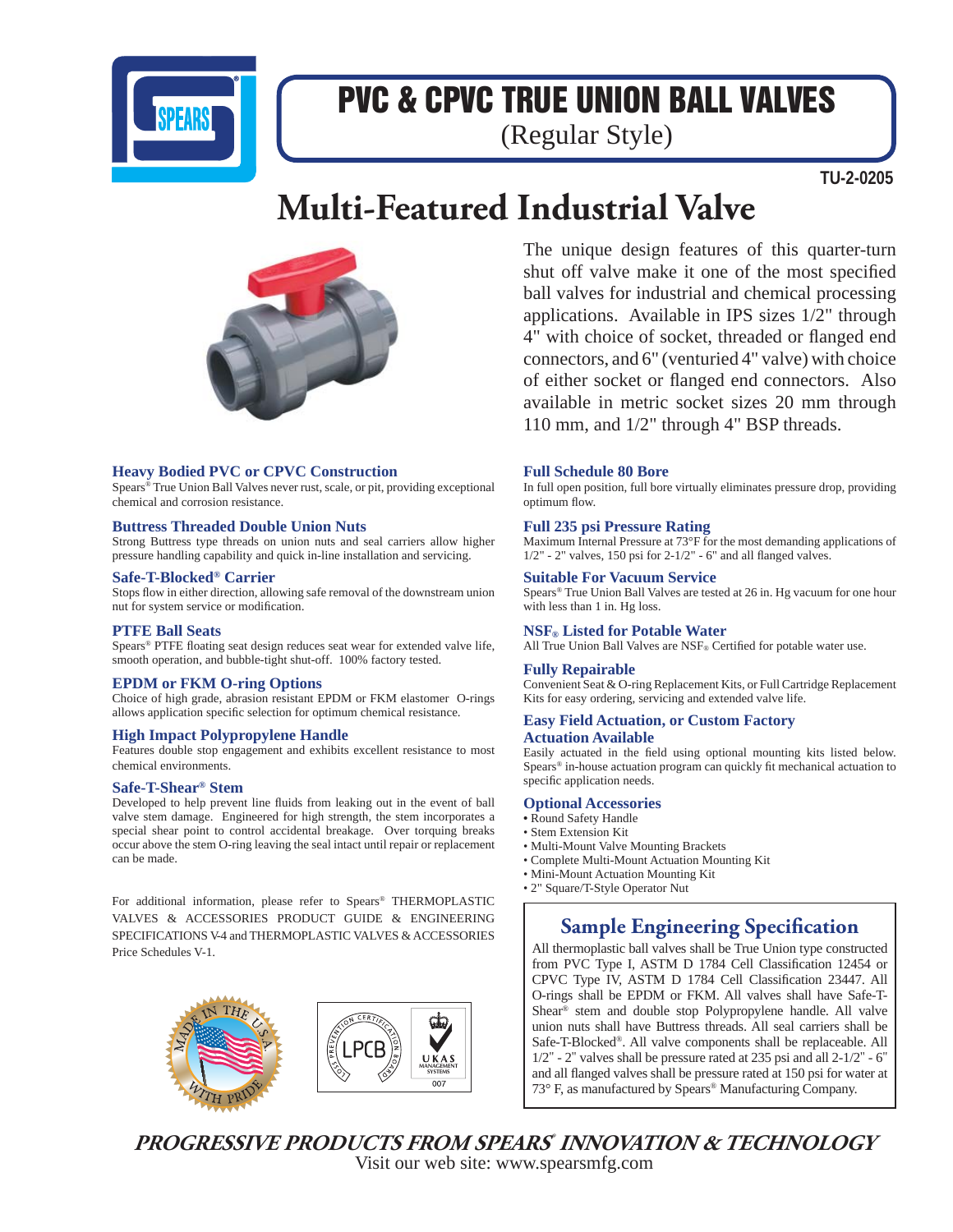# PVC & CPVC TRUE UNION BALL VALVES

(Regular Style)

TU-2-0205

## Multi-Featured Industrial Valve

The unique design features of this quarter-turn shut off valve make it one of the most specified ball valves for industrial and chemical processing applications. Available in IPS sizes 1/2" through 4" with choice of socket, threaded or flanged end connectors, and 6" (venturied 4" valve) with choice of either socket or flanged end connectors. Also available in metric socket sizes 20 mm through 110 mm, and 1/2" through 4" BSP threads.

### Heavy Bodied PVC or CPVC Construction

Spears® True Union Ball Valves never rust, scale, or pit, providing exceptional chemical and corrosion resistance.

### Buttress Threaded Double Union Nuts

Strong Buttress type threads on union nuts and seal carriers allow higher pressure handling capability and quick in-line installation and servicing.

### Safe-T-Blocked® Carrier

Stops flow in either direction, allowing safe removal of the downstream union nut for system service or modification.

### PTFE Ball Seats

Spears® PTFE floating seat design reduces seat wear for extended valve life, smooth operation, and bubble-tight shut-off. 100% factory tested.

### EPDM or FKM O-ring Options

Choice of high grade, abrasion resistant EPDM or FKM elastomer O-rings allows application specific selection for optimum chemical resistance.

### High Impact Polypropylene Handle

Features double stop engagement and exhibits excellent resistance to most chemical environments.

### Safe-T-Shear® Stem

Developed to help prevent line fluids from leaking out in the event of ball valve stem damage. Engineered for high strength, the stem incorporates a special shear point to control accidental breakage. Over torquing breaks occur above the stem O-ring leaving the seal intact until repair or replacement can be made.

For additional information, please refer to Spears® THERMOPLASTIC VALVES & ACCESSORIES PRODUCT GUIDE & ENGINEERING SPECIFICATIONS V-4 and THERMOPLASTIC VALVES & ACCESSORIES Price Schedules V-1.

### Full Schedule 80 Bore

In full open position, full bore virtually eliminates pressure drop, providing optimum flow.

### Full 235 psi Pressure Rating

Maximum Internal Pressure at 73°F for the most demanding applications of 1/2" - 2" valves, 150 psi for 2-1/2" - 6" and all flanged valves.

### Suitable For Vacuum Service

Spears® True Union Ball Valves are tested at 26 in. Hg vacuum for one hour with less than 1 in. Hg loss.

### NSF® Listed for Potable Water

All True Union Ball Valves are NSF® Certified for potable water use.

### Fully Repairable

Convenient Seat & O-ring Replacement Kits, or Full Cartridge Replacement Kits for easy ordering, servicing and extended valve life.

### Easy Field Actuation, or Custom Factory Actuation Available

Easily actuated in the field using optional mounting kits listed below. Spears® in-house actuation program can quickly fit mechanical actuation to specific application needs.

### Optional Accessories

- Round Safety Handle
- Stem Extension Kit
- Multi-Mount Valve Mounting Brackets
- Complete Multi-Mount Actuation Mounting Kit
- Mini-Mount Actuation Mounting Kit
- 2" Square/T-Style Operator Nut

### Sample Engineering Specification

All thermoplastic ball valves shall be True Union type constructed from PVC Type I, ASTM D 1784 Cell Classification 12454 or CPVC Type IV, ASTM D 1784 Cell Classification 23447. All O-rings shall be EPDM or FKM. All valves shall have Safe-T-Shear® stem and double stop Polypropylene handle. All valve union nuts shall have Buttress threads. All seal carriers shall be Safe-T-Blocked®. All valve components shall be replaceable. All 1/2" - 2" valves shall be pressure rated at 235 psi and all 2-1/2" - 6" and all flanged valves shall be pressure rated at 150 psi for water at 73° F, as manufactured by Spears® Manufacturing Company.

***PROGRESSIVE PRODUCTS FROM SPEARS® INNOVATION & TECHNOLOGY***

Visit our web site: www.spearsmfg.com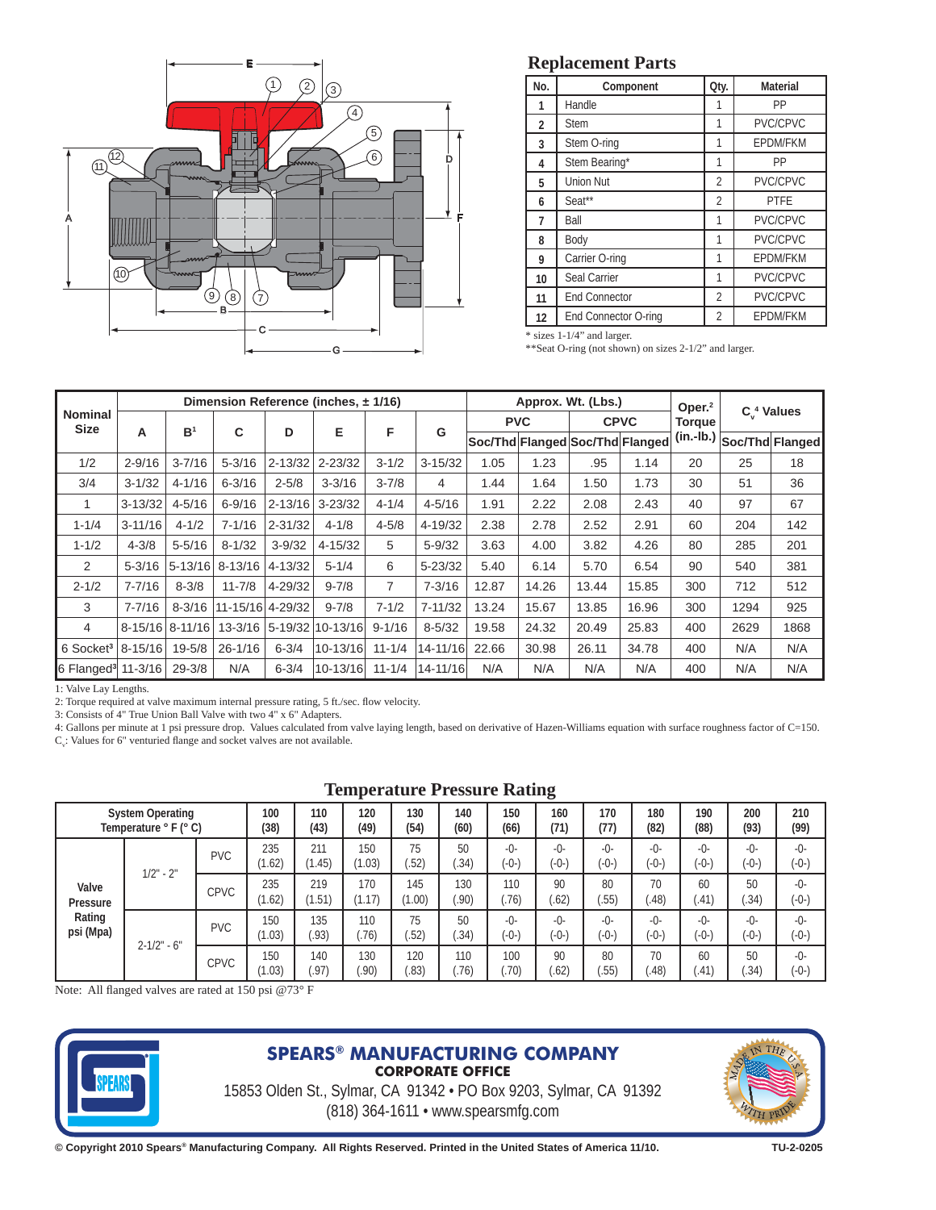E

A

B

C

D

F

G

## Replacement Parts

| No. | Component | Qty. | Material |
|---|---|---|---|
| 1 | Handle | 1 | PP |
| 2 | Stem | 1 | PVC/CPVC |
| 3 | Stem O-ring | 1 | EPDM/FKM |
| 4 | Stem Bearing* | 1 | PP |
| 5 | Union Nut | 2 | PVC/CPVC |
| 6 | Seat** | 2 | PTFE |
| 7 | Ball | 1 | PVC/CPVC |
| 8 | Body | 1 | PVC/CPVC |
| 9 | Carrier O-ring | 1 | EPDM/FKM |
| 10 | Seal Carrier | 1 | PVC/CPVC |
| 11 | End Connector | 2 | PVC/CPVC |
| 12 | End Connector O-ring | 2 | EPDM/FKM |

* sizes 1-1/4" and larger.
**Seat O-ring (not shown) on sizes 2-1/2" and larger.

| Nominal Size | Dimension Reference (inches, ± 1/16) | | | | | | | Approx. Wt. (Lbs.) | | | | Oper.[2] Torque (in.-lb.) | $C_v$[4] Values | |
|---|---|---|---|---|---|---|---|---|---|---|---|---|---|---|
| | | | | | | | | PVC | | CPVC | | | | |
| | A | B[1] | C | D | E | F | G | Soc/Thd | Flanged | Soc/Thd | Flanged | | Soc/Thd | Flanged |
| 1/2 | 2-9/16 | 3-7/16 | 5-3/16 | 2-13/32 | 2-23/32 | 3-1/2 | 3-15/32 | 1.05 | 1.23 | .95 | 1.14 | 20 | 25 | 18 |
| 3/4 | 3-1/32 | 4-1/16 | 6-3/16 | 2-5/8 | 3-3/16 | 3-7/8 | 4 | 1.44 | 1.64 | 1.50 | 1.73 | 30 | 51 | 36 |
| 1 | 3-13/32 | 4-5/16 | 6-9/16 | 2-13/16 | 3-23/32 | 4-1/4 | 4-5/16 | 1.91 | 2.22 | 2.08 | 2.43 | 40 | 97 | 67 |
| 1-1/4 | 3-11/16 | 4-1/2 | 7-1/16 | 2-31/32 | 4-1/8 | 4-5/8 | 4-19/32 | 2.38 | 2.78 | 2.52 | 2.91 | 60 | 204 | 142 |
| 1-1/2 | 4-3/8 | 5-5/16 | 8-1/32 | 3-9/32 | 4-15/32 | 5 | 5-9/32 | 3.63 | 4.00 | 3.82 | 4.26 | 80 | 285 | 201 |
| 2 | 5-3/16 | 5-13/16 | 8-13/16 | 4-13/32 | 5-1/4 | 6 | 5-23/32 | 5.40 | 6.14 | 5.70 | 6.54 | 90 | 540 | 381 |
| 2-1/2 | 7-7/16 | 8-3/8 | 11-7/8 | 4-29/32 | 9-7/8 | 7 | 7-3/16 | 12.87 | 14.26 | 13.44 | 15.85 | 300 | 712 | 512 |
| 3 | 7-7/16 | 8-3/16 | 11-15/16 | 4-29/32 | 9-7/8 | 7-1/2 | 7-11/32 | 13.24 | 15.67 | 13.85 | 16.96 | 300 | 1294 | 925 |
| 4 | 8-15/16 | 8-11/16 | 13-3/16 | 5-19/32 | 10-13/16 | 9-1/16 | 8-5/32 | 19.58 | 24.32 | 20.49 | 25.83 | 400 | 2629 | 1868 |
| 6 Socket[3] | 8-15/16 | 19-5/8 | 26-1/16 | 6-3/4 | 10-13/16 | 11-1/4 | 14-11/16 | 22.66 | 30.98 | 26.11 | 34.78 | 400 | N/A | N/A |
| 6 Flanged[3] | 11-3/16 | 29-3/8 | N/A | 6-3/4 | 10-13/16 | 11-1/4 | 14-11/16 | N/A | N/A | N/A | N/A | 400 | N/A | N/A |

1: Valve Lay Lengths.
2: Torque required at valve maximum internal pressure rating, 5 ft./sec. flow velocity.
3: Consists of 4" True Union Ball Valve with two 4" x 6" Adapters.
4: Gallons per minute at 1 psi pressure drop. Values calculated from valve laying length, based on derivative of Hazen-Williams equation with surface roughness factor of C=150.
$C_v$: Values for 6" venturied flange and socket valves are not available.

## Temperature Pressure Rating

| System Operating Temperature ° F (° C) | | | 100 (38) | 110 (43) | 120 (49) | 130 (54) | 140 (60) | 150 (66) | 160 (71) | 170 (77) | 180 (82) | 190 (88) | 200 (93) | 210 (99) |
|---|---|---|---|---|---|---|---|---|---|---|---|---|---|---|
| Valve Pressure Rating psi (Mpa) | 1/2" - 2" | PVC | 235 (1.62) | 211 (1.45) | 150 (1.03) | 75 (.52) | 50 (.34) | -0- (-0-) | -0- (-0-) | -0- (-0-) | -0- (-0-) | -0- (-0-) | -0- (-0-) | -0- (-0-) |
| | | CPVC | 235 (1.62) | 219 (1.51) | 170 (1.17) | 145 (1.00) | 130 (.90) | 110 (.76) | 90 (.62) | 80 (.55) | 70 (.48) | 60 (.41) | 50 (.34) | -0- (-0-) |
| | 2-1/2" - 6" | PVC | 150 (1.03) | 135 (.93) | 110 (.76) | 75 (.52) | 50 (.34) | -0- (-0-) | -0- (-0-) | -0- (-0-) | -0- (-0-) | -0- (-0-) | -0- (-0-) | -0- (-0-) |
| | | CPVC | 150 (1.03) | 140 (.97) | 130 (.90) | 120 (.83) | 110 (.76) | 100 (.70) | 90 (.62) | 80 (.55) | 70 (.48) | 60 (.41) | 50 (.34) | -0- (-0-) |

Note: All flanged valves are rated at 150 psi @73° F

**SPEARS® MANUFACTURING COMPANY**
**CORPORATE OFFICE**
15853 Olden St., Sylmar, CA 91342 • PO Box 9203, Sylmar, CA 91392
(818) 364-1611 • www.spearsmfg.com

**© Copyright 2010 Spears® Manufacturing Company. All Rights Reserved. Printed in the United States of America 11/10.** **TU-2-0205**